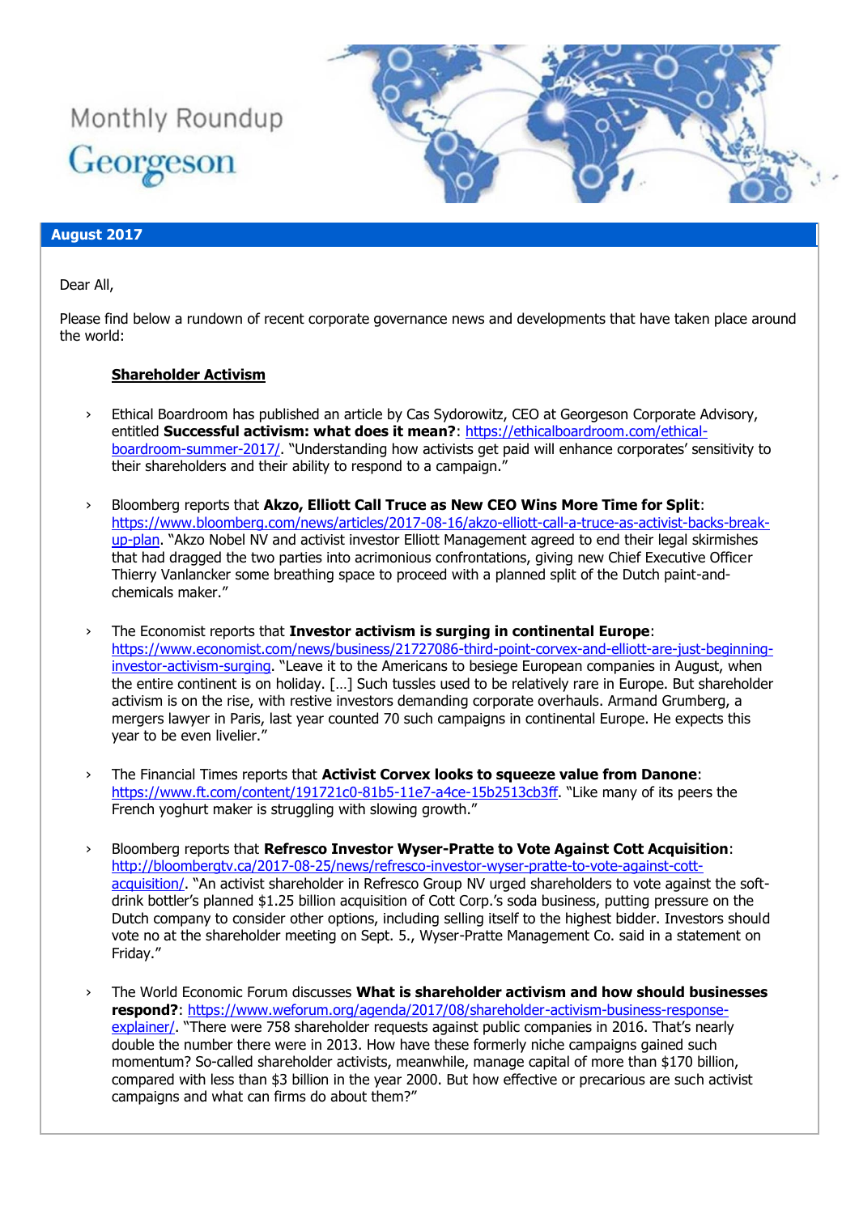Monthly Roundup

Georgeson

**August 2017**

Dear All,

Please find below a rundown of recent corporate governance news and developments that have taken place around the world:

## Shareholder Activism

- Ethical Boardroom has published an article by Cas Sydorowitz, CEO at Georgeson Corporate Advisory, entitled **Successful activism: what does it mean?**: https://ethicalboardroom.com/ethical-boardroom-summer-2017/. "Understanding how activists get paid will enhance corporates' sensitivity to their shareholders and their ability to respond to a campaign."

- Bloomberg reports that **Akzo, Elliott Call Truce as New CEO Wins More Time for Split**: https://www.bloomberg.com/news/articles/2017-08-16/akzo-elliott-call-a-truce-as-activist-backs-break-up-plan. "Akzo Nobel NV and activist investor Elliott Management agreed to end their legal skirmishes that had dragged the two parties into acrimonious confrontations, giving new Chief Executive Officer Thierry Vanlancker some breathing space to proceed with a planned split of the Dutch paint-and-chemicals maker."

- The Economist reports that **Investor activism is surging in continental Europe**: https://www.economist.com/news/business/21727086-third-point-corvex-and-elliott-are-just-beginning-investor-activism-surging. "Leave it to the Americans to besiege European companies in August, when the entire continent is on holiday. […] Such tussles used to be relatively rare in Europe. But shareholder activism is on the rise, with restive investors demanding corporate overhauls. Armand Grumberg, a mergers lawyer in Paris, last year counted 70 such campaigns in continental Europe. He expects this year to be even livelier."

- The Financial Times reports that **Activist Corvex looks to squeeze value from Danone**: https://www.ft.com/content/191721c0-81b5-11e7-a4ce-15b2513cb3ff. "Like many of its peers the French yoghurt maker is struggling with slowing growth."

- Bloomberg reports that **Refresco Investor Wyser-Pratte to Vote Against Cott Acquisition**: http://bloombergtv.ca/2017-08-25/news/refresco-investor-wyser-pratte-to-vote-against-cott-acquisition/. "An activist shareholder in Refresco Group NV urged shareholders to vote against the soft-drink bottler's planned $1.25 billion acquisition of Cott Corp.'s soda business, putting pressure on the Dutch company to consider other options, including selling itself to the highest bidder. Investors should vote no at the shareholder meeting on Sept. 5., Wyser-Pratte Management Co. said in a statement on Friday."

- The World Economic Forum discusses **What is shareholder activism and how should businesses respond?**: https://www.weforum.org/agenda/2017/08/shareholder-activism-business-response-explainer/. "There were 758 shareholder requests against public companies in 2016. That's nearly double the number there were in 2013. How have these formerly niche campaigns gained such momentum? So-called shareholder activists, meanwhile, manage capital of more than $170 billion, compared with less than $3 billion in the year 2000. But how effective or precarious are such activist campaigns and what can firms do about them?"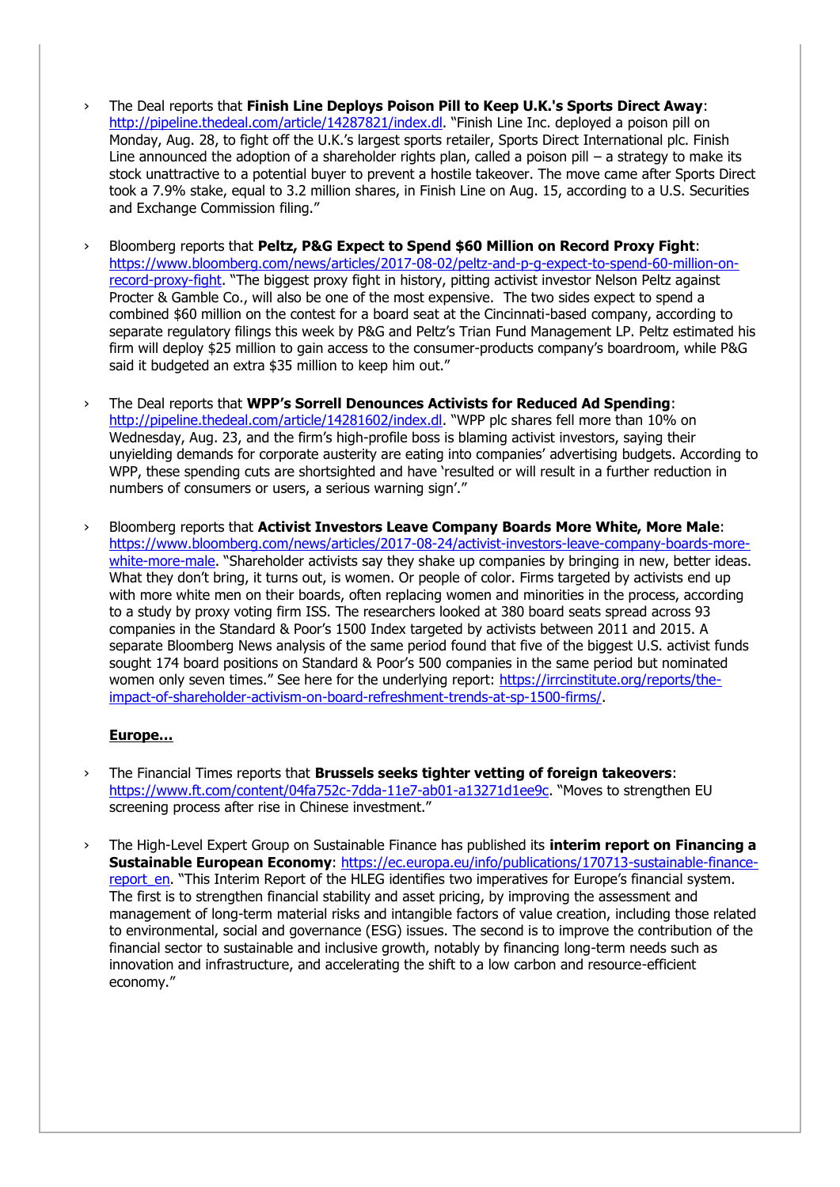- The Deal reports that **Finish Line Deploys Poison Pill to Keep U.K.'s Sports Direct Away**: http://pipeline.thedeal.com/article/14287821/index.dl. "Finish Line Inc. deployed a poison pill on Monday, Aug. 28, to fight off the U.K.'s largest sports retailer, Sports Direct International plc. Finish Line announced the adoption of a shareholder rights plan, called a poison pill – a strategy to make its stock unattractive to a potential buyer to prevent a hostile takeover. The move came after Sports Direct took a 7.9% stake, equal to 3.2 million shares, in Finish Line on Aug. 15, according to a U.S. Securities and Exchange Commission filing."

- Bloomberg reports that **Peltz, P&G Expect to Spend $60 Million on Record Proxy Fight**: https://www.bloomberg.com/news/articles/2017-08-02/peltz-and-p-g-expect-to-spend-60-million-on-record-proxy-fight. "The biggest proxy fight in history, pitting activist investor Nelson Peltz against Procter & Gamble Co., will also be one of the most expensive. The two sides expect to spend a combined $60 million on the contest for a board seat at the Cincinnati-based company, according to separate regulatory filings this week by P&G and Peltz's Trian Fund Management LP. Peltz estimated his firm will deploy $25 million to gain access to the consumer-products company's boardroom, while P&G said it budgeted an extra $35 million to keep him out."

- The Deal reports that **WPP's Sorrell Denounces Activists for Reduced Ad Spending**: http://pipeline.thedeal.com/article/14281602/index.dl. "WPP plc shares fell more than 10% on Wednesday, Aug. 23, and the firm's high-profile boss is blaming activist investors, saying their unyielding demands for corporate austerity are eating into companies' advertising budgets. According to WPP, these spending cuts are shortsighted and have 'resulted or will result in a further reduction in numbers of consumers or users, a serious warning sign'."

- Bloomberg reports that **Activist Investors Leave Company Boards More White, More Male**: https://www.bloomberg.com/news/articles/2017-08-24/activist-investors-leave-company-boards-more-white-more-male. "Shareholder activists say they shake up companies by bringing in new, better ideas. What they don't bring, it turns out, is women. Or people of color. Firms targeted by activists end up with more white men on their boards, often replacing women and minorities in the process, according to a study by proxy voting firm ISS. The researchers looked at 380 board seats spread across 93 companies in the Standard & Poor's 1500 Index targeted by activists between 2011 and 2015. A separate Bloomberg News analysis of the same period found that five of the biggest U.S. activist funds sought 174 board positions on Standard & Poor's 500 companies in the same period but nominated women only seven times." See here for the underlying report: https://irrcinstitute.org/reports/the-impact-of-shareholder-activism-on-board-refreshment-trends-at-sp-1500-firms/.

**Europe…**

- The Financial Times reports that **Brussels seeks tighter vetting of foreign takeovers**: https://www.ft.com/content/04fa752c-7dda-11e7-ab01-a13271d1ee9c. "Moves to strengthen EU screening process after rise in Chinese investment."

- The High-Level Expert Group on Sustainable Finance has published its **interim report on Financing a Sustainable European Economy**: https://ec.europa.eu/info/publications/170713-sustainable-finance-report_en. "This Interim Report of the HLEG identifies two imperatives for Europe's financial system. The first is to strengthen financial stability and asset pricing, by improving the assessment and management of long-term material risks and intangible factors of value creation, including those related to environmental, social and governance (ESG) issues. The second is to improve the contribution of the financial sector to sustainable and inclusive growth, notably by financing long-term needs such as innovation and infrastructure, and accelerating the shift to a low carbon and resource-efficient economy."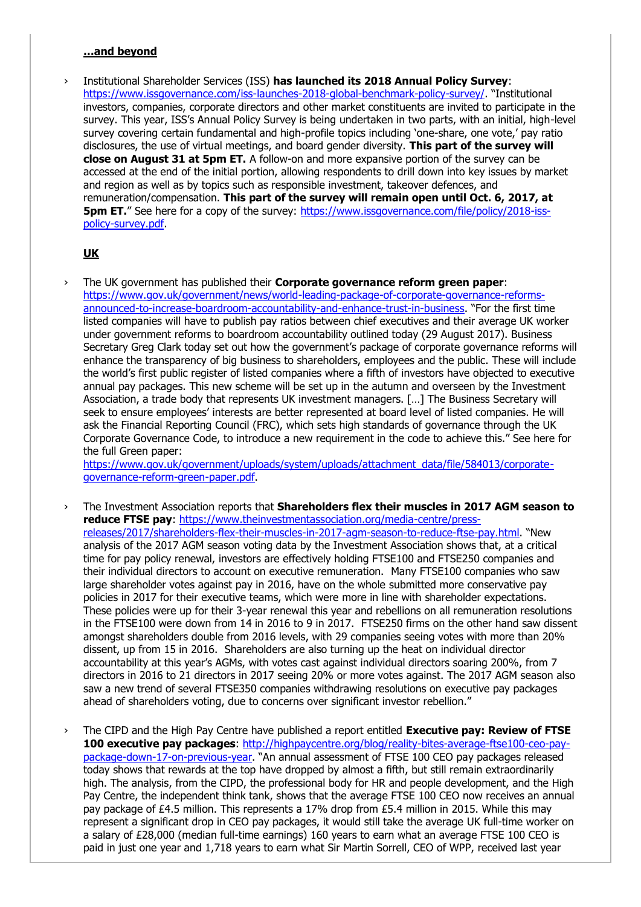**...and beyond**

› Institutional Shareholder Services (ISS) **has launched its 2018 Annual Policy Survey**: https://www.issgovernance.com/iss-launches-2018-global-benchmark-policy-survey/. "Institutional investors, companies, corporate directors and other market constituents are invited to participate in the survey. This year, ISS's Annual Policy Survey is being undertaken in two parts, with an initial, high-level survey covering certain fundamental and high-profile topics including 'one-share, one vote,' pay ratio disclosures, the use of virtual meetings, and board gender diversity. **This part of the survey will close on August 31 at 5pm ET.** A follow-on and more expansive portion of the survey can be accessed at the end of the initial portion, allowing respondents to drill down into key issues by market and region as well as by topics such as responsible investment, takeover defences, and remuneration/compensation. **This part of the survey will remain open until Oct. 6, 2017, at 5pm ET.**" See here for a copy of the survey: https://www.issgovernance.com/file/policy/2018-iss-policy-survey.pdf.

**UK**

› The UK government has published their **Corporate governance reform green paper**: https://www.gov.uk/government/news/world-leading-package-of-corporate-governance-reforms-announced-to-increase-boardroom-accountability-and-enhance-trust-in-business. "For the first time listed companies will have to publish pay ratios between chief executives and their average UK worker under government reforms to boardroom accountability outlined today (29 August 2017). Business Secretary Greg Clark today set out how the government's package of corporate governance reforms will enhance the transparency of big business to shareholders, employees and the public. These will include the world's first public register of listed companies where a fifth of investors have objected to executive annual pay packages. This new scheme will be set up in the autumn and overseen by the Investment Association, a trade body that represents UK investment managers. […] The Business Secretary will seek to ensure employees' interests are better represented at board level of listed companies. He will ask the Financial Reporting Council (FRC), which sets high standards of governance through the UK Corporate Governance Code, to introduce a new requirement in the code to achieve this." See here for the full Green paper: https://www.gov.uk/government/uploads/system/uploads/attachment_data/file/584013/corporate-governance-reform-green-paper.pdf.

› The Investment Association reports that **Shareholders flex their muscles in 2017 AGM season to reduce FTSE pay**: https://www.theinvestmentassociation.org/media-centre/press-releases/2017/shareholders-flex-their-muscles-in-2017-agm-season-to-reduce-ftse-pay.html. "New analysis of the 2017 AGM season voting data by the Investment Association shows that, at a critical time for pay policy renewal, investors are effectively holding FTSE100 and FTSE250 companies and their individual directors to account on executive remuneration. Many FTSE100 companies who saw large shareholder votes against pay in 2016, have on the whole submitted more conservative pay policies in 2017 for their executive teams, which were more in line with shareholder expectations. These policies were up for their 3-year renewal this year and rebellions on all remuneration resolutions in the FTSE100 were down from 14 in 2016 to 9 in 2017. FTSE250 firms on the other hand saw dissent amongst shareholders double from 2016 levels, with 29 companies seeing votes with more than 20% dissent, up from 15 in 2016. Shareholders are also turning up the heat on individual director accountability at this year's AGMs, with votes cast against individual directors soaring 200%, from 7 directors in 2016 to 21 directors in 2017 seeing 20% or more votes against. The 2017 AGM season also saw a new trend of several FTSE350 companies withdrawing resolutions on executive pay packages ahead of shareholders voting, due to concerns over significant investor rebellion."

› The CIPD and the High Pay Centre have published a report entitled **Executive pay: Review of FTSE 100 executive pay packages**: http://highpaycentre.org/blog/reality-bites-average-ftse100-ceo-pay-package-down-17-on-previous-year. "An annual assessment of FTSE 100 CEO pay packages released today shows that rewards at the top have dropped by almost a fifth, but still remain extraordinarily high. The analysis, from the CIPD, the professional body for HR and people development, and the High Pay Centre, the independent think tank, shows that the average FTSE 100 CEO now receives an annual pay package of £4.5 million. This represents a 17% drop from £5.4 million in 2015. While this may represent a significant drop in CEO pay packages, it would still take the average UK full-time worker on a salary of £28,000 (median full-time earnings) 160 years to earn what an average FTSE 100 CEO is paid in just one year and 1,718 years to earn what Sir Martin Sorrell, CEO of WPP, received last year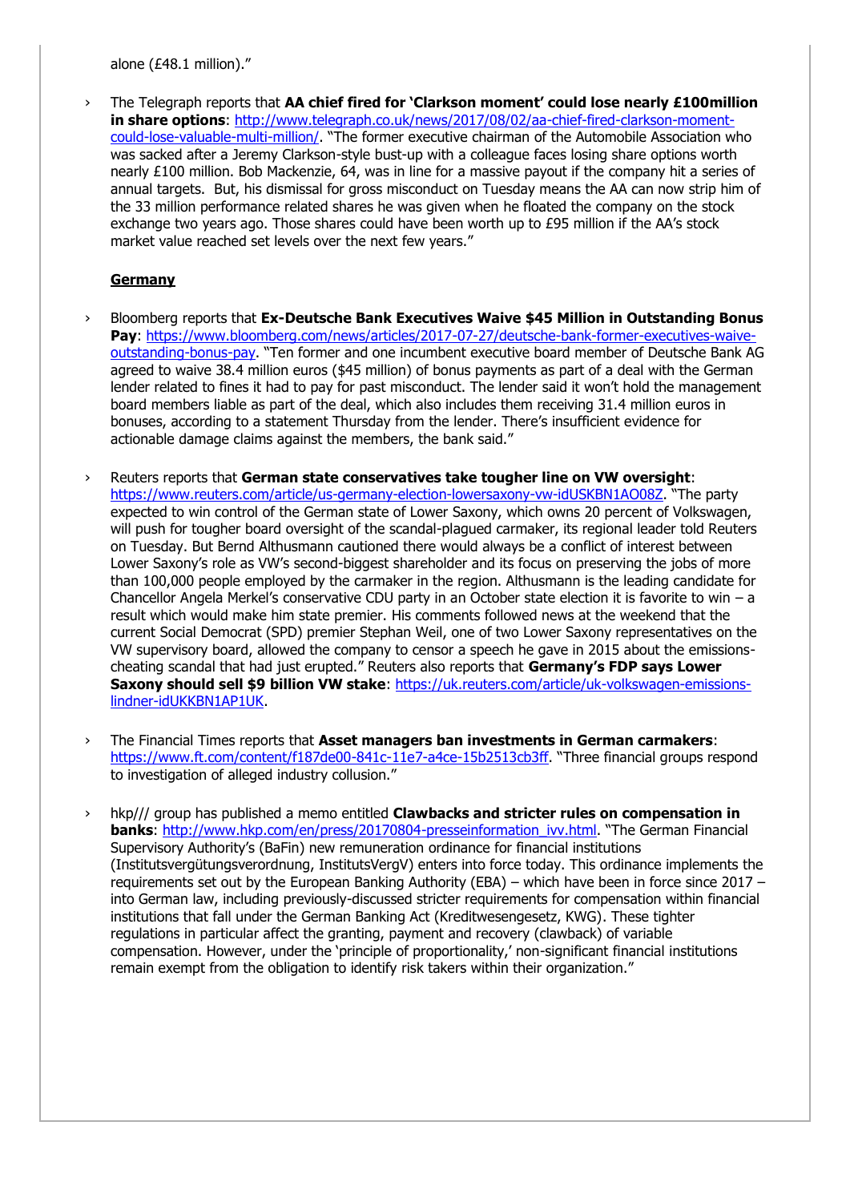alone (£48.1 million)."

- The Telegraph reports that **AA chief fired for 'Clarkson moment' could lose nearly £100million in share options**: http://www.telegraph.co.uk/news/2017/08/02/aa-chief-fired-clarkson-moment-could-lose-valuable-multi-million/. "The former executive chairman of the Automobile Association who was sacked after a Jeremy Clarkson-style bust-up with a colleague faces losing share options worth nearly £100 million. Bob Mackenzie, 64, was in line for a massive payout if the company hit a series of annual targets.  But, his dismissal for gross misconduct on Tuesday means the AA can now strip him of the 33 million performance related shares he was given when he floated the company on the stock exchange two years ago. Those shares could have been worth up to £95 million if the AA's stock market value reached set levels over the next few years."

**Germany**

- Bloomberg reports that **Ex-Deutsche Bank Executives Waive $45 Million in Outstanding Bonus Pay**: https://www.bloomberg.com/news/articles/2017-07-27/deutsche-bank-former-executives-waive-outstanding-bonus-pay. "Ten former and one incumbent executive board member of Deutsche Bank AG agreed to waive 38.4 million euros ($45 million) of bonus payments as part of a deal with the German lender related to fines it had to pay for past misconduct. The lender said it won't hold the management board members liable as part of the deal, which also includes them receiving 31.4 million euros in bonuses, according to a statement Thursday from the lender. There's insufficient evidence for actionable damage claims against the members, the bank said."

- Reuters reports that **German state conservatives take tougher line on VW oversight**: https://www.reuters.com/article/us-germany-election-lowersaxony-vw-idUSKBN1AO08Z. "The party expected to win control of the German state of Lower Saxony, which owns 20 percent of Volkswagen, will push for tougher board oversight of the scandal-plagued carmaker, its regional leader told Reuters on Tuesday. But Bernd Althusmann cautioned there would always be a conflict of interest between Lower Saxony's role as VW's second-biggest shareholder and its focus on preserving the jobs of more than 100,000 people employed by the carmaker in the region. Althusmann is the leading candidate for Chancellor Angela Merkel's conservative CDU party in an October state election it is favorite to win – a result which would make him state premier. His comments followed news at the weekend that the current Social Democrat (SPD) premier Stephan Weil, one of two Lower Saxony representatives on the VW supervisory board, allowed the company to censor a speech he gave in 2015 about the emissions-cheating scandal that had just erupted." Reuters also reports that **Germany's FDP says Lower Saxony should sell $9 billion VW stake**: https://uk.reuters.com/article/uk-volkswagen-emissions-lindner-idUKKBN1AP1UK.

- The Financial Times reports that **Asset managers ban investments in German carmakers**: https://www.ft.com/content/f187de00-841c-11e7-a4ce-15b2513cb3ff. "Three financial groups respond to investigation of alleged industry collusion."

- hkp/// group has published a memo entitled **Clawbacks and stricter rules on compensation in banks**: http://www.hkp.com/en/press/20170804-presseinformation_ivv.html. "The German Financial Supervisory Authority's (BaFin) new remuneration ordinance for financial institutions (Institutsvergütungsverordnung, InstitutsVergV) enters into force today. This ordinance implements the requirements set out by the European Banking Authority (EBA) – which have been in force since 2017 – into German law, including previously-discussed stricter requirements for compensation within financial institutions that fall under the German Banking Act (Kreditwesengesetz, KWG). These tighter regulations in particular affect the granting, payment and recovery (clawback) of variable compensation. However, under the 'principle of proportionality,' non-significant financial institutions remain exempt from the obligation to identify risk takers within their organization."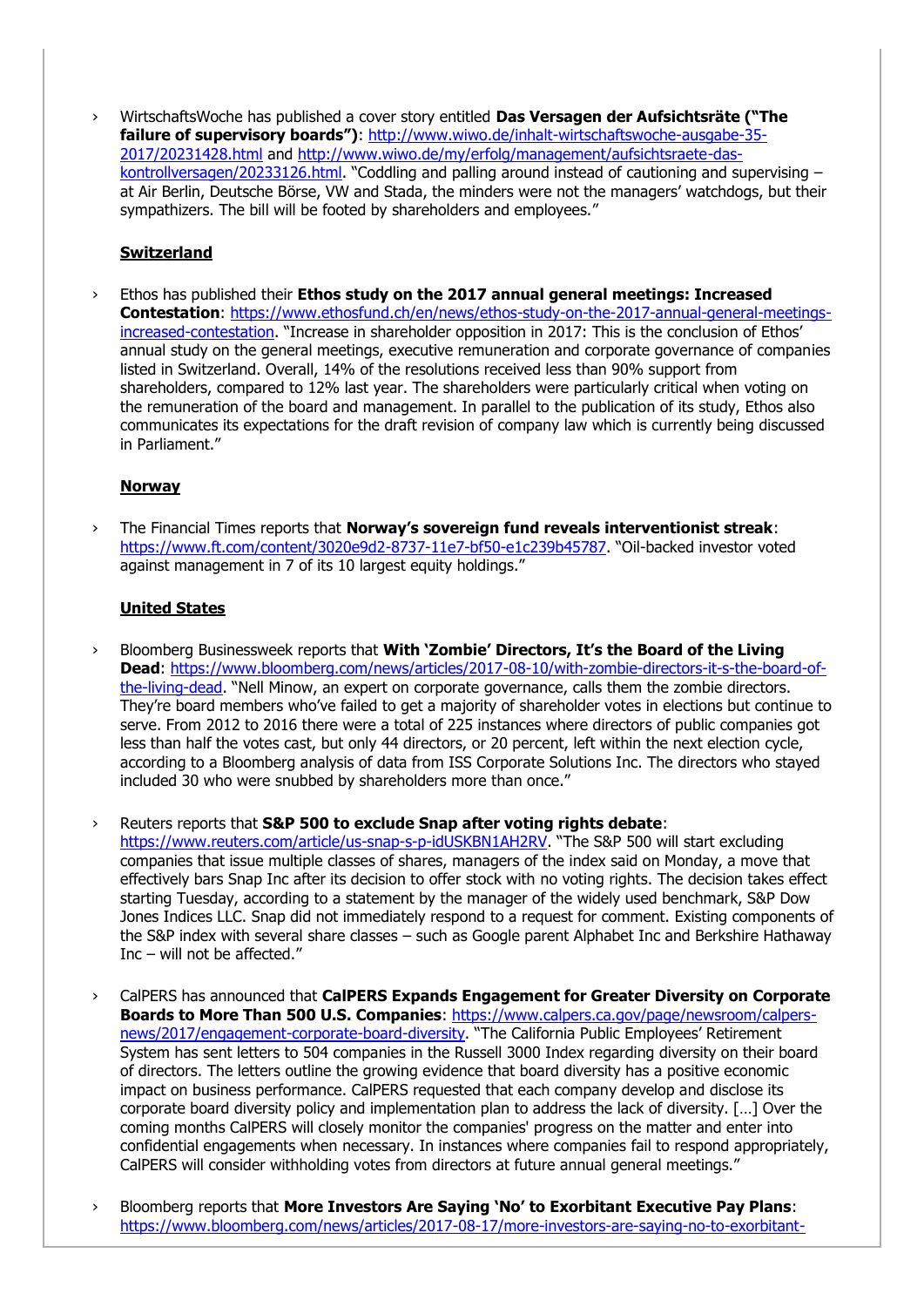- WirtschaftsWoche has published a cover story entitled **Das Versagen der Aufsichtsräte ("The failure of supervisory boards")**: http://www.wiwo.de/inhalt-wirtschaftswoche-ausgabe-35-2017/20231428.html and http://www.wiwo.de/my/erfolg/management/aufsichtsraete-das-kontrollversagen/20233126.html. "Coddling and palling around instead of cautioning and supervising – at Air Berlin, Deutsche Börse, VW and Stada, the minders were not the managers' watchdogs, but their sympathizers. The bill will be footed by shareholders and employees."

**Switzerland**

- Ethos has published their **Ethos study on the 2017 annual general meetings: Increased Contestation**: https://www.ethosfund.ch/en/news/ethos-study-on-the-2017-annual-general-meetings-increased-contestation. "Increase in shareholder opposition in 2017: This is the conclusion of Ethos' annual study on the general meetings, executive remuneration and corporate governance of companies listed in Switzerland. Overall, 14% of the resolutions received less than 90% support from shareholders, compared to 12% last year. The shareholders were particularly critical when voting on the remuneration of the board and management. In parallel to the publication of its study, Ethos also communicates its expectations for the draft revision of company law which is currently being discussed in Parliament."

**Norway**

- The Financial Times reports that **Norway's sovereign fund reveals interventionist streak**: https://www.ft.com/content/3020e9d2-8737-11e7-bf50-e1c239b45787. "Oil-backed investor voted against management in 7 of its 10 largest equity holdings."

**United States**

- Bloomberg Businessweek reports that **With 'Zombie' Directors, It's the Board of the Living Dead**: https://www.bloomberg.com/news/articles/2017-08-10/with-zombie-directors-it-s-the-board-of-the-living-dead. "Nell Minow, an expert on corporate governance, calls them the zombie directors. They're board members who've failed to get a majority of shareholder votes in elections but continue to serve. From 2012 to 2016 there were a total of 225 instances where directors of public companies got less than half the votes cast, but only 44 directors, or 20 percent, left within the next election cycle, according to a Bloomberg analysis of data from ISS Corporate Solutions Inc. The directors who stayed included 30 who were snubbed by shareholders more than once."

- Reuters reports that **S&P 500 to exclude Snap after voting rights debate**: https://www.reuters.com/article/us-snap-s-p-idUSKBN1AH2RV. "The S&P 500 will start excluding companies that issue multiple classes of shares, managers of the index said on Monday, a move that effectively bars Snap Inc after its decision to offer stock with no voting rights. The decision takes effect starting Tuesday, according to a statement by the manager of the widely used benchmark, S&P Dow Jones Indices LLC. Snap did not immediately respond to a request for comment. Existing components of the S&P index with several share classes – such as Google parent Alphabet Inc and Berkshire Hathaway Inc – will not be affected."

- CalPERS has announced that **CalPERS Expands Engagement for Greater Diversity on Corporate Boards to More Than 500 U.S. Companies**: https://www.calpers.ca.gov/page/newsroom/calpers-news/2017/engagement-corporate-board-diversity. "The California Public Employees' Retirement System has sent letters to 504 companies in the Russell 3000 Index regarding diversity on their board of directors. The letters outline the growing evidence that board diversity has a positive economic impact on business performance. CalPERS requested that each company develop and disclose its corporate board diversity policy and implementation plan to address the lack of diversity. […] Over the coming months CalPERS will closely monitor the companies' progress on the matter and enter into confidential engagements when necessary. In instances where companies fail to respond appropriately, CalPERS will consider withholding votes from directors at future annual general meetings."

- Bloomberg reports that **More Investors Are Saying 'No' to Exorbitant Executive Pay Plans**: https://www.bloomberg.com/news/articles/2017-08-17/more-investors-are-saying-no-to-exorbitant-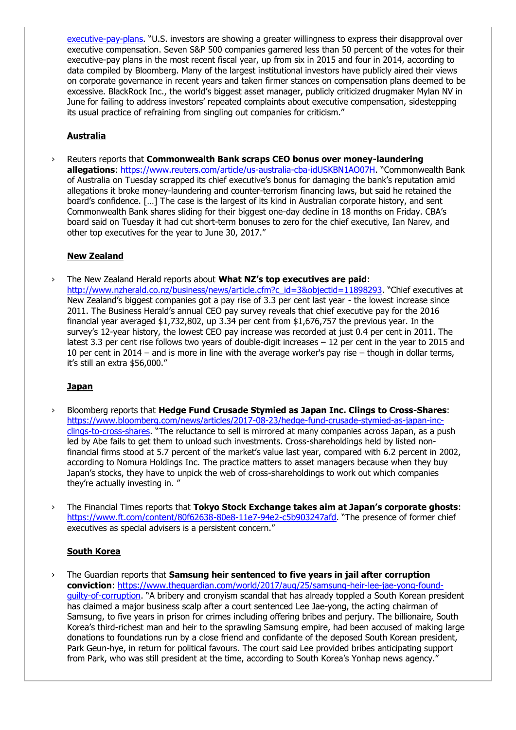[executive-pay-plans](executive-pay-plans). "U.S. investors are showing a greater willingness to express their disapproval over executive compensation. Seven S&P 500 companies garnered less than 50 percent of the votes for their executive-pay plans in the most recent fiscal year, up from six in 2015 and four in 2014, according to data compiled by Bloomberg. Many of the largest institutional investors have publicly aired their views on corporate governance in recent years and taken firmer stances on compensation plans deemed to be excessive. BlackRock Inc., the world's biggest asset manager, publicly criticized drugmaker Mylan NV in June for failing to address investors' repeated complaints about executive compensation, sidestepping its usual practice of refraining from singling out companies for criticism."

### Australia

› Reuters reports that **Commonwealth Bank scraps CEO bonus over money-laundering allegations**: https://www.reuters.com/article/us-australia-cba-idUSKBN1AO07H. "Commonwealth Bank of Australia on Tuesday scrapped its chief executive's bonus for damaging the bank's reputation amid allegations it broke money-laundering and counter-terrorism financing laws, but said he retained the board's confidence. […] The case is the largest of its kind in Australian corporate history, and sent Commonwealth Bank shares sliding for their biggest one-day decline in 18 months on Friday. CBA's board said on Tuesday it had cut short-term bonuses to zero for the chief executive, Ian Narev, and other top executives for the year to June 30, 2017."

### New Zealand

› The New Zealand Herald reports about **What NZ's top executives are paid**: http://www.nzherald.co.nz/business/news/article.cfm?c_id=3&objectid=11898293. "Chief executives at New Zealand's biggest companies got a pay rise of 3.3 per cent last year - the lowest increase since 2011. The Business Herald's annual CEO pay survey reveals that chief executive pay for the 2016 financial year averaged $1,732,802, up 3.34 per cent from $1,676,757 the previous year. In the survey's 12-year history, the lowest CEO pay increase was recorded at just 0.4 per cent in 2011. The latest 3.3 per cent rise follows two years of double-digit increases – 12 per cent in the year to 2015 and 10 per cent in 2014 – and is more in line with the average worker's pay rise – though in dollar terms, it's still an extra $56,000."

### Japan

› Bloomberg reports that **Hedge Fund Crusade Stymied as Japan Inc. Clings to Cross-Shares**: https://www.bloomberg.com/news/articles/2017-08-23/hedge-fund-crusade-stymied-as-japan-inc-clings-to-cross-shares. "The reluctance to sell is mirrored at many companies across Japan, as a push led by Abe fails to get them to unload such investments. Cross-shareholdings held by listed non-financial firms stood at 5.7 percent of the market's value last year, compared with 6.2 percent in 2002, according to Nomura Holdings Inc. The practice matters to asset managers because when they buy Japan's stocks, they have to unpick the web of cross-shareholdings to work out which companies they're actually investing in. "

› The Financial Times reports that **Tokyo Stock Exchange takes aim at Japan's corporate ghosts**: https://www.ft.com/content/80f62638-80e8-11e7-94e2-c5b903247afd. "The presence of former chief executives as special advisers is a persistent concern."

### South Korea

› The Guardian reports that **Samsung heir sentenced to five years in jail after corruption conviction**: https://www.theguardian.com/world/2017/aug/25/samsung-heir-lee-jae-yong-found-guilty-of-corruption. "A bribery and cronyism scandal that has already toppled a South Korean president has claimed a major business scalp after a court sentenced Lee Jae-yong, the acting chairman of Samsung, to five years in prison for crimes including offering bribes and perjury. The billionaire, South Korea's third-richest man and heir to the sprawling Samsung empire, had been accused of making large donations to foundations run by a close friend and confidante of the deposed South Korean president, Park Geun-hye, in return for political favours. The court said Lee provided bribes anticipating support from Park, who was still president at the time, according to South Korea's Yonhap news agency."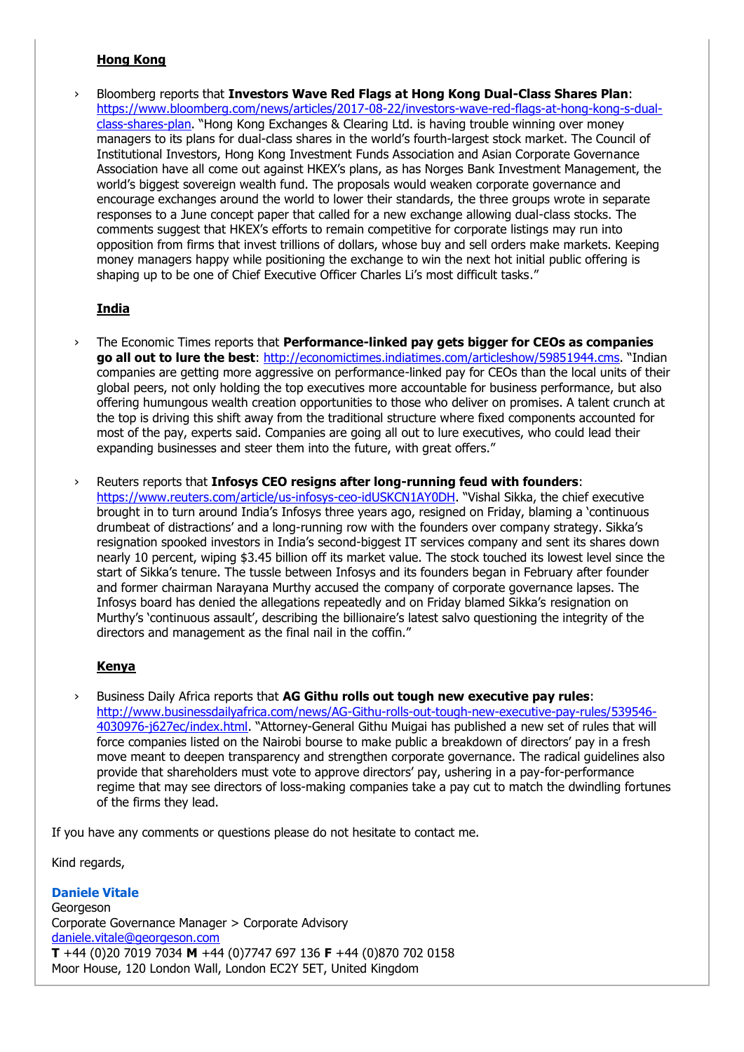**Hong Kong**

- Bloomberg reports that **Investors Wave Red Flags at Hong Kong Dual-Class Shares Plan**: https://www.bloomberg.com/news/articles/2017-08-22/investors-wave-red-flags-at-hong-kong-s-dual-class-shares-plan. "Hong Kong Exchanges & Clearing Ltd. is having trouble winning over money managers to its plans for dual-class shares in the world's fourth-largest stock market. The Council of Institutional Investors, Hong Kong Investment Funds Association and Asian Corporate Governance Association have all come out against HKEX's plans, as has Norges Bank Investment Management, the world's biggest sovereign wealth fund. The proposals would weaken corporate governance and encourage exchanges around the world to lower their standards, the three groups wrote in separate responses to a June concept paper that called for a new exchange allowing dual-class stocks. The comments suggest that HKEX's efforts to remain competitive for corporate listings may run into opposition from firms that invest trillions of dollars, whose buy and sell orders make markets. Keeping money managers happy while positioning the exchange to win the next hot initial public offering is shaping up to be one of Chief Executive Officer Charles Li's most difficult tasks."

**India**

- The Economic Times reports that **Performance-linked pay gets bigger for CEOs as companies go all out to lure the best**: http://economictimes.indiatimes.com/articleshow/59851944.cms. "Indian companies are getting more aggressive on performance-linked pay for CEOs than the local units of their global peers, not only holding the top executives more accountable for business performance, but also offering humungous wealth creation opportunities to those who deliver on promises. A talent crunch at the top is driving this shift away from the traditional structure where fixed components accounted for most of the pay, experts said. Companies are going all out to lure executives, who could lead their expanding businesses and steer them into the future, with great offers."

- Reuters reports that **Infosys CEO resigns after long-running feud with founders**: https://www.reuters.com/article/us-infosys-ceo-idUSKCN1AY0DH. "Vishal Sikka, the chief executive brought in to turn around India's Infosys three years ago, resigned on Friday, blaming a 'continuous drumbeat of distractions' and a long-running row with the founders over company strategy. Sikka's resignation spooked investors in India's second-biggest IT services company and sent its shares down nearly 10 percent, wiping $3.45 billion off its market value. The stock touched its lowest level since the start of Sikka's tenure. The tussle between Infosys and its founders began in February after founder and former chairman Narayana Murthy accused the company of corporate governance lapses. The Infosys board has denied the allegations repeatedly and on Friday blamed Sikka's resignation on Murthy's 'continuous assault', describing the billionaire's latest salvo questioning the integrity of the directors and management as the final nail in the coffin."

**Kenya**

- Business Daily Africa reports that **AG Githu rolls out tough new executive pay rules**: http://www.businessdailyafrica.com/news/AG-Githu-rolls-out-tough-new-executive-pay-rules/539546-4030976-j627ec/index.html. "Attorney-General Githu Muigai has published a new set of rules that will force companies listed on the Nairobi bourse to make public a breakdown of directors' pay in a fresh move meant to deepen transparency and strengthen corporate governance. The radical guidelines also provide that shareholders must vote to approve directors' pay, ushering in a pay-for-performance regime that may see directors of loss-making companies take a pay cut to match the dwindling fortunes of the firms they lead.

If you have any comments or questions please do not hesitate to contact me.

Kind regards,

**Daniele Vitale**
Georgeson
Corporate Governance Manager > Corporate Advisory
daniele.vitale@georgeson.com
**T** +44 (0)20 7019 7034 **M** +44 (0)7747 697 136 **F** +44 (0)870 702 0158
Moor House, 120 London Wall, London EC2Y 5ET, United Kingdom